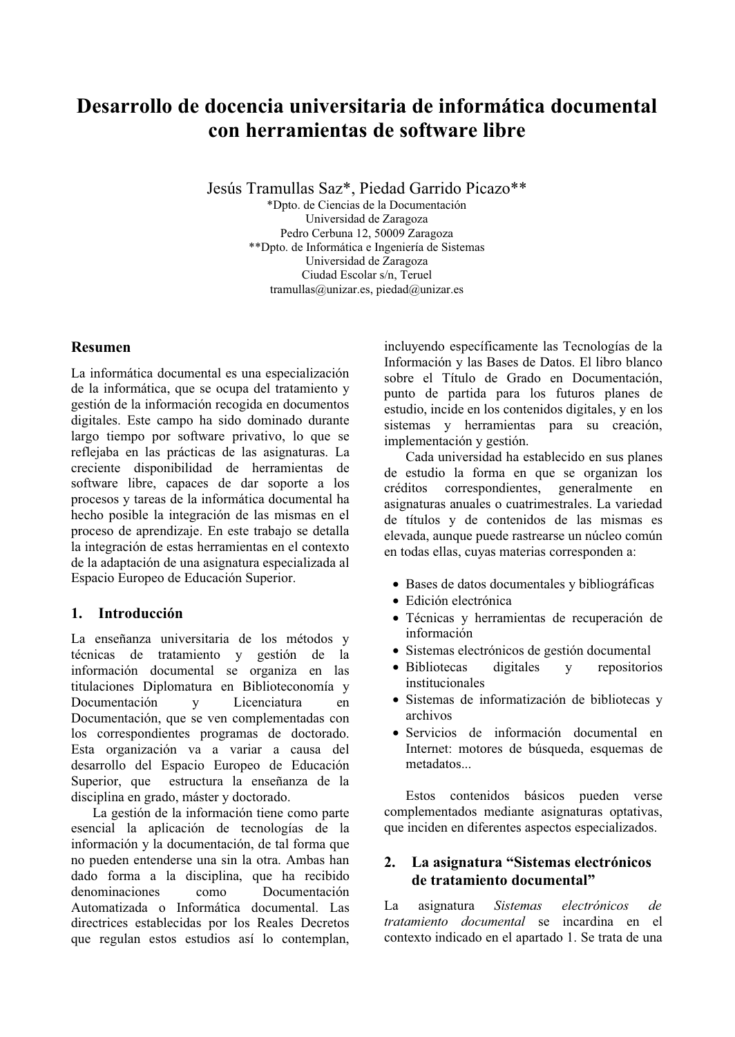# Desarrollo de docencia universitaria de informática documental con herramientas de software libre

Jesús Tramullas Saz*, Piedad Garrido Picazo**

*Dpto. de Ciencias de la Documentación
Universidad de Zaragoza
Pedro Cerbuna 12, 50009 Zaragoza

**Dpto. de Informática e Ingeniería de Sistemas
Universidad de Zaragoza
Ciudad Escolar s/n, Teruel

tramullas@unizar.es, piedad@unizar.es

## Resumen

La informática documental es una especialización de la informática, que se ocupa del tratamiento y gestión de la información recogida en documentos digitales. Este campo ha sido dominado durante largo tiempo por software privativo, lo que se reflejaba en las prácticas de las asignaturas. La creciente disponibilidad de herramientas de software libre, capaces de dar soporte a los procesos y tareas de la informática documental ha hecho posible la integración de las mismas en el proceso de aprendizaje. En este trabajo se detalla la integración de estas herramientas en el contexto de la adaptación de una asignatura especializada al Espacio Europeo de Educación Superior.

## 1. Introducción

La enseñanza universitaria de los métodos y técnicas de tratamiento y gestión de la información documental se organiza en las titulaciones Diplomatura en Biblioteconomía y Documentación y Licenciatura en Documentación, que se ven complementadas con los correspondientes programas de doctorado. Esta organización va a variar a causa del desarrollo del Espacio Europeo de Educación Superior, que estructura la enseñanza de la disciplina en grado, máster y doctorado.

La gestión de la información tiene como parte esencial la aplicación de tecnologías de la información y la documentación, de tal forma que no pueden entenderse una sin la otra. Ambas han dado forma a la disciplina, que ha recibido denominaciones como Documentación Automatizada o Informática documental. Las directrices establecidas por los Reales Decretos que regulan estos estudios así lo contemplan, incluyendo específicamente las Tecnologías de la Información y las Bases de Datos. El libro blanco sobre el Título de Grado en Documentación, punto de partida para los futuros planes de estudio, incide en los contenidos digitales, y en los sistemas y herramientas para su creación, implementación y gestión.

Cada universidad ha establecido en sus planes de estudio la forma en que se organizan los créditos correspondientes, generalmente en asignaturas anuales o cuatrimestrales. La variedad de títulos y de contenidos de las mismas es elevada, aunque puede rastrearse un núcleo común en todas ellas, cuyas materias corresponden a:

- Bases de datos documentales y bibliográficas
- Edición electrónica
- Técnicas y herramientas de recuperación de información
- Sistemas electrónicos de gestión documental
- Bibliotecas digitales y repositorios institucionales
- Sistemas de informatización de bibliotecas y archivos
- Servicios de información documental en Internet: motores de búsqueda, esquemas de metadatos...

Estos contenidos básicos pueden verse complementados mediante asignaturas optativas, que inciden en diferentes aspectos especializados.

## 2. La asignatura "Sistemas electrónicos de tratamiento documental"

La asignatura *Sistemas electrónicos de tratamiento documental* se incardina en el contexto indicado en el apartado 1. Se trata de una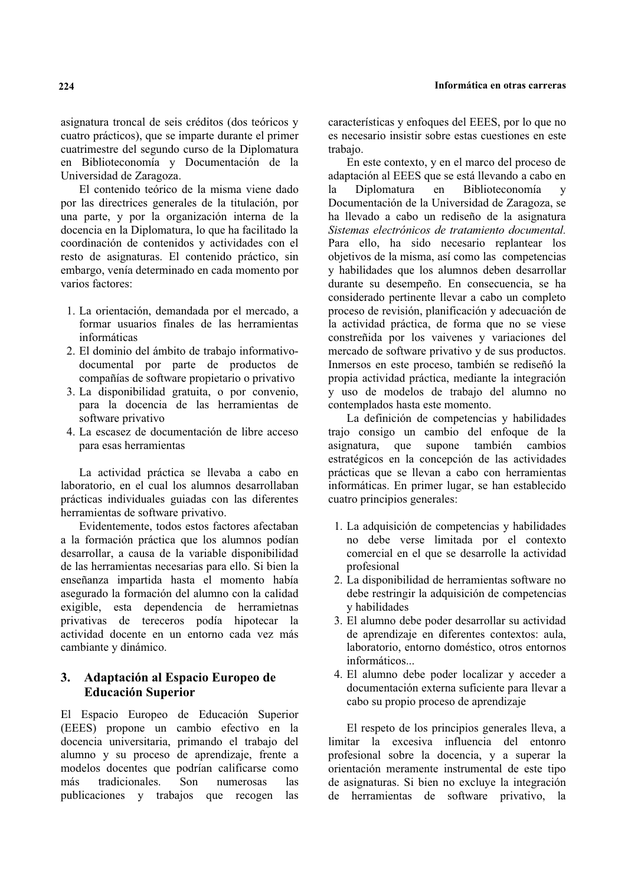asignatura troncal de seis créditos (dos teóricos y cuatro prácticos), que se imparte durante el primer cuatrimestre del segundo curso de la Diplomatura en Biblioteconomía y Documentación de la Universidad de Zaragoza.

El contenido teórico de la misma viene dado por las directrices generales de la titulación, por una parte, y por la organización interna de la docencia en la Diplomatura, lo que ha facilitado la coordinación de contenidos y actividades con el resto de asignaturas. El contenido práctico, sin embargo, venía determinado en cada momento por varios factores:

1. La orientación, demandada por el mercado, a formar usuarios finales de las herramientas informáticas
2. El dominio del ámbito de trabajo informativo-documental por parte de productos de compañías de software propietario o privativo
3. La disponibilidad gratuita, o por convenio, para la docencia de las herramientas de software privativo
4. La escasez de documentación de libre acceso para esas herramientas

La actividad práctica se llevaba a cabo en laboratorio, en el cual los alumnos desarrollaban prácticas individuales guiadas con las diferentes herramientas de software privativo.

Evidentemente, todos estos factores afectaban a la formación práctica que los alumnos podían desarrollar, a causa de la variable disponibilidad de las herramientas necesarias para ello. Si bien la enseñanza impartida hasta el momento había asegurado la formación del alumno con la calidad exigible, esta dependencia de herramietnas privativas de tereceros podía hipotecar la actividad docente en un entorno cada vez más cambiante y dinámico.

## 3. Adaptación al Espacio Europeo de Educación Superior

El Espacio Europeo de Educación Superior (EEES) propone un cambio efectivo en la docencia universitaria, primando el trabajo del alumno y su proceso de aprendizaje, frente a modelos docentes que podrían calificarse como más tradicionales. Son numerosas las publicaciones y trabajos que recogen las características y enfoques del EEES, por lo que no es necesario insistir sobre estas cuestiones en este trabajo.

En este contexto, y en el marco del proceso de adaptación al EEES que se está llevando a cabo en la Diplomatura en Biblioteconomía y Documentación de la Universidad de Zaragoza, se ha llevado a cabo un rediseño de la asignatura *Sistemas electrónicos de tratamiento documental.* Para ello, ha sido necesario replantear los objetivos de la misma, así como las competencias y habilidades que los alumnos deben desarrollar durante su desempeño. En consecuencia, se ha considerado pertinente llevar a cabo un completo proceso de revisión, planificación y adecuación de la actividad práctica, de forma que no se viese constreñida por los vaivenes y variaciones del mercado de software privativo y de sus productos. Inmersos en este proceso, también se rediseñó la propia actividad práctica, mediante la integración y uso de modelos de trabajo del alumno no contemplados hasta este momento.

La definición de competencias y habilidades trajo consigo un cambio del enfoque de la asignatura, que supone también cambios estratégicos en la concepción de las actividades prácticas que se llevan a cabo con herramientas informáticas. En primer lugar, se han establecido cuatro principios generales:

1. La adquisición de competencias y habilidades no debe verse limitada por el contexto comercial en el que se desarrolle la actividad profesional
2. La disponibilidad de herramientas software no debe restringir la adquisición de competencias y habilidades
3. El alumno debe poder desarrollar su actividad de aprendizaje en diferentes contextos: aula, laboratorio, entorno doméstico, otros entornos informáticos...
4. El alumno debe poder localizar y acceder a documentación externa suficiente para llevar a cabo su propio proceso de aprendizaje

El respeto de los principios generales lleva, a limitar la excesiva influencia del entonro profesional sobre la docencia, y a superar la orientación meramente instrumental de este tipo de asignaturas. Si bien no excluye la integración de herramientas de software privativo, la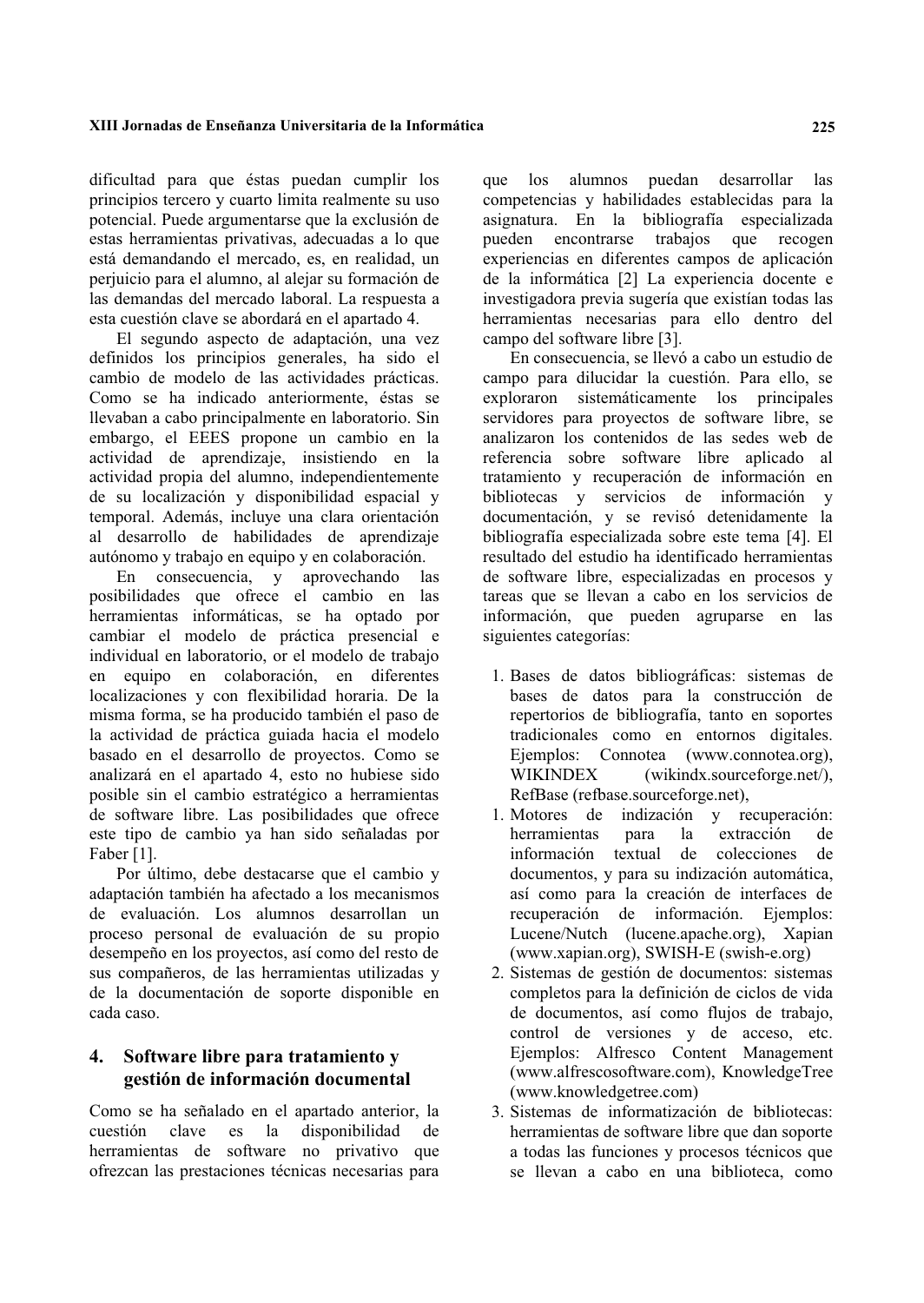dificultad para que éstas puedan cumplir los principios tercero y cuarto limita realmente su uso potencial. Puede argumentarse que la exclusión de estas herramientas privativas, adecuadas a lo que está demandando el mercado, es, en realidad, un perjuicio para el alumno, al alejar su formación de las demandas del mercado laboral. La respuesta a esta cuestión clave se abordará en el apartado 4.

El segundo aspecto de adaptación, una vez definidos los principios generales, ha sido el cambio de modelo de las actividades prácticas. Como se ha indicado anteriormente, éstas se llevaban a cabo principalmente en laboratorio. Sin embargo, el EEES propone un cambio en la actividad de aprendizaje, insistiendo en la actividad propia del alumno, independientemente de su localización y disponibilidad espacial y temporal. Además, incluye una clara orientación al desarrollo de habilidades de aprendizaje autónomo y trabajo en equipo y en colaboración.

En consecuencia, y aprovechando las posibilidades que ofrece el cambio en las herramientas informáticas, se ha optado por cambiar el modelo de práctica presencial e individual en laboratorio, or el modelo de trabajo en equipo en colaboración, en diferentes localizaciones y con flexibilidad horaria. De la misma forma, se ha producido también el paso de la actividad de práctica guiada hacia el modelo basado en el desarrollo de proyectos. Como se analizará en el apartado 4, esto no hubiese sido posible sin el cambio estratégico a herramientas de software libre. Las posibilidades que ofrece este tipo de cambio ya han sido señaladas por Faber [1].

Por último, debe destacarse que el cambio y adaptación también ha afectado a los mecanismos de evaluación. Los alumnos desarrollan un proceso personal de evaluación de su propio desempeño en los proyectos, así como del resto de sus compañeros, de las herramientas utilizadas y de la documentación de soporte disponible en cada caso.

## 4. Software libre para tratamiento y gestión de información documental

Como se ha señalado en el apartado anterior, la cuestión clave es la disponibilidad de herramientas de software no privativo que ofrezcan las prestaciones técnicas necesarias para que los alumnos puedan desarrollar las competencias y habilidades establecidas para la asignatura. En la bibliografía especializada pueden encontrarse trabajos que recogen experiencias en diferentes campos de aplicación de la informática [2] La experiencia docente e investigadora previa sugería que existían todas las herramientas necesarias para ello dentro del campo del software libre [3].

En consecuencia, se llevó a cabo un estudio de campo para dilucidar la cuestión. Para ello, se exploraron sistemáticamente los principales servidores para proyectos de software libre, se analizaron los contenidos de las sedes web de referencia sobre software libre aplicado al tratamiento y recuperación de información en bibliotecas y servicios de información y documentación, y se revisó detenidamente la bibliografía especializada sobre este tema [4]. El resultado del estudio ha identificado herramientas de software libre, especializadas en procesos y tareas que se llevan a cabo en los servicios de información, que pueden agruparse en las siguientes categorías:

1. Bases de datos bibliográficas: sistemas de bases de datos para la construcción de repertorios de bibliografía, tanto en soportes tradicionales como en entornos digitales. Ejemplos: Connotea (www.connotea.org), WIKINDEX (wikindx.sourceforge.net/), RefBase (refbase.sourceforge.net),
1. Motores de indización y recuperación: herramientas para la extracción de información textual de colecciones de documentos, y para su indización automática, así como para la creación de interfaces de recuperación de información. Ejemplos: Lucene/Nutch (lucene.apache.org), Xapian (www.xapian.org), SWISH-E (swish-e.org)
2. Sistemas de gestión de documentos: sistemas completos para la definición de ciclos de vida de documentos, así como flujos de trabajo, control de versiones y de acceso, etc. Ejemplos: Alfresco Content Management (www.alfrescosoftware.com), KnowledgeTree (www.knowledgetree.com)
3. Sistemas de informatización de bibliotecas: herramientas de software libre que dan soporte a todas las funciones y procesos técnicos que se llevan a cabo en una biblioteca, como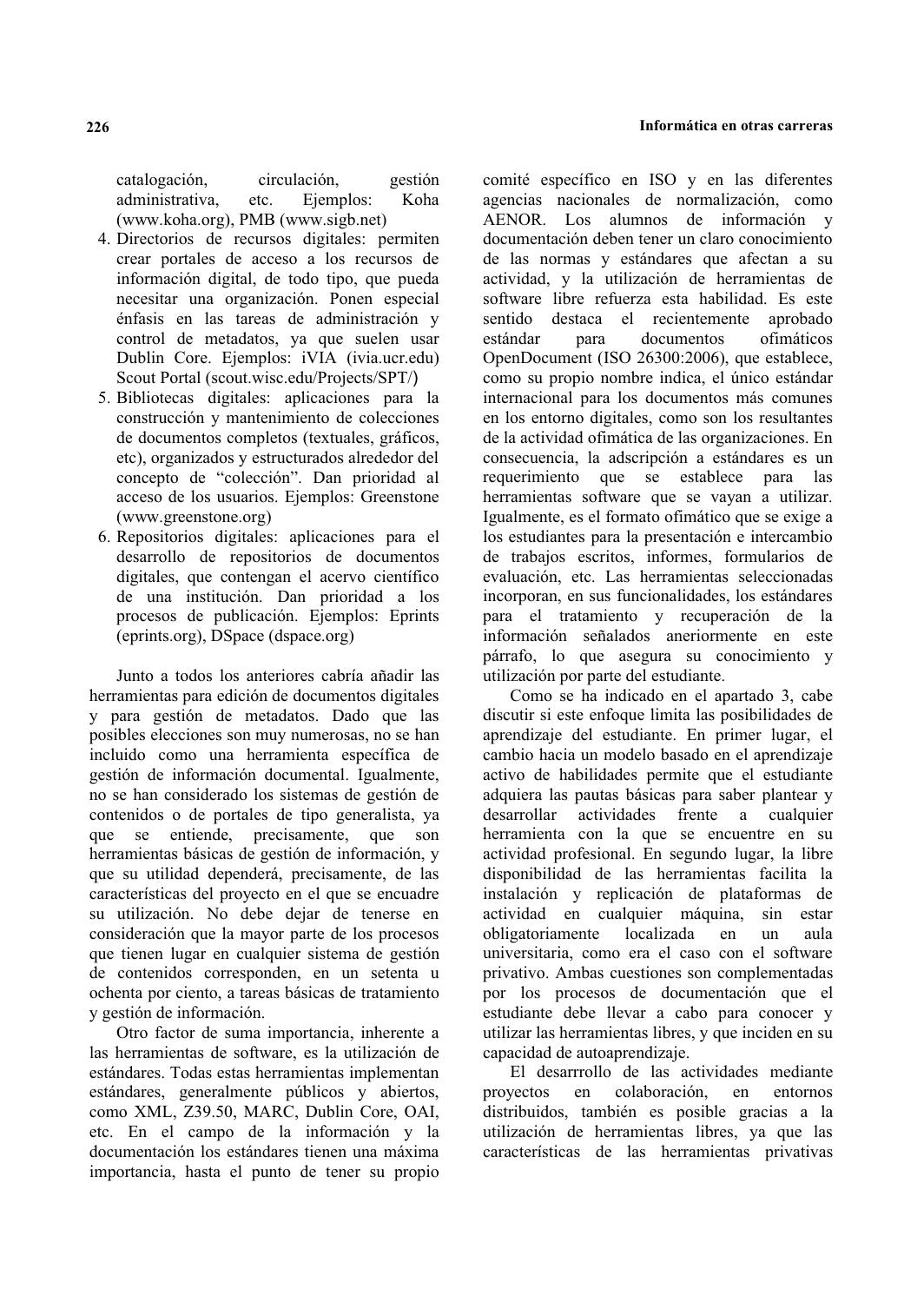catalogación, circulación, gestión administrativa, etc. Ejemplos: Koha (www.koha.org), PMB (www.sigb.net)

4. Directorios de recursos digitales: permiten crear portales de acceso a los recursos de información digital, de todo tipo, que pueda necesitar una organización. Ponen especial énfasis en las tareas de administración y control de metadatos, ya que suelen usar Dublin Core. Ejemplos: iVIA (ivia.ucr.edu) Scout Portal (scout.wisc.edu/Projects/SPT/)
5. Bibliotecas digitales: aplicaciones para la construcción y mantenimiento de colecciones de documentos completos (textuales, gráficos, etc), organizados y estructurados alrededor del concepto de "colección". Dan prioridad al acceso de los usuarios. Ejemplos: Greenstone (www.greenstone.org)
6. Repositorios digitales: aplicaciones para el desarrollo de repositorios de documentos digitales, que contengan el acervo científico de una institución. Dan prioridad a los procesos de publicación. Ejemplos: Eprints (eprints.org), DSpace (dspace.org)

Junto a todos los anteriores cabría añadir las herramientas para edición de documentos digitales y para gestión de metadatos. Dado que las posibles elecciones son muy numerosas, no se han incluido como una herramienta específica de gestión de información documental. Igualmente, no se han considerado los sistemas de gestión de contenidos o de portales de tipo generalista, ya que se entiende, precisamente, que son herramientas básicas de gestión de información, y que su utilidad dependerá, precisamente, de las características del proyecto en el que se encuadre su utilización. No debe dejar de tenerse en consideración que la mayor parte de los procesos que tienen lugar en cualquier sistema de gestión de contenidos corresponden, en un setenta u ochenta por ciento, a tareas básicas de tratamiento y gestión de información.

Otro factor de suma importancia, inherente a las herramientas de software, es la utilización de estándares. Todas estas herramientas implementan estándares, generalmente públicos y abiertos, como XML, Z39.50, MARC, Dublin Core, OAI, etc. En el campo de la información y la documentación los estándares tienen una máxima importancia, hasta el punto de tener su propio comité específico en ISO y en las diferentes agencias nacionales de normalización, como AENOR. Los alumnos de información y documentación deben tener un claro conocimiento de las normas y estándares que afectan a su actividad, y la utilización de herramientas de software libre refuerza esta habilidad. Es este sentido destaca el recientemente aprobado estándar para documentos ofimáticos OpenDocument (ISO 26300:2006), que establece, como su propio nombre indica, el único estándar internacional para los documentos más comunes en los entorno digitales, como son los resultantes de la actividad ofimática de las organizaciones. En consecuencia, la adscripción a estándares es un requerimiento que se establece para las herramientas software que se vayan a utilizar. Igualmente, es el formato ofimático que se exige a los estudiantes para la presentación e intercambio de trabajos escritos, informes, formularios de evaluación, etc. Las herramientas seleccionadas incorporan, en sus funcionalidades, los estándares para el tratamiento y recuperación de la información señalados aneriormente en este párrafo, lo que asegura su conocimiento y utilización por parte del estudiante.

Como se ha indicado en el apartado 3, cabe discutir si este enfoque limita las posibilidades de aprendizaje del estudiante. En primer lugar, el cambio hacia un modelo basado en el aprendizaje activo de habilidades permite que el estudiante adquiera las pautas básicas para saber plantear y desarrollar actividades frente a cualquier herramienta con la que se encuentre en su actividad profesional. En segundo lugar, la libre disponibilidad de las herramientas facilita la instalación y replicación de plataformas de actividad en cualquier máquina, sin estar obligatoriamente localizada en un aula universitaria, como era el caso con el software privativo. Ambas cuestiones son complementadas por los procesos de documentación que el estudiante debe llevar a cabo para conocer y utilizar las herramientas libres, y que inciden en su capacidad de autoaprendizaje.

El desarrrollo de las actividades mediante proyectos en colaboración, en entornos distribuidos, también es posible gracias a la utilización de herramientas libres, ya que las características de las herramientas privativas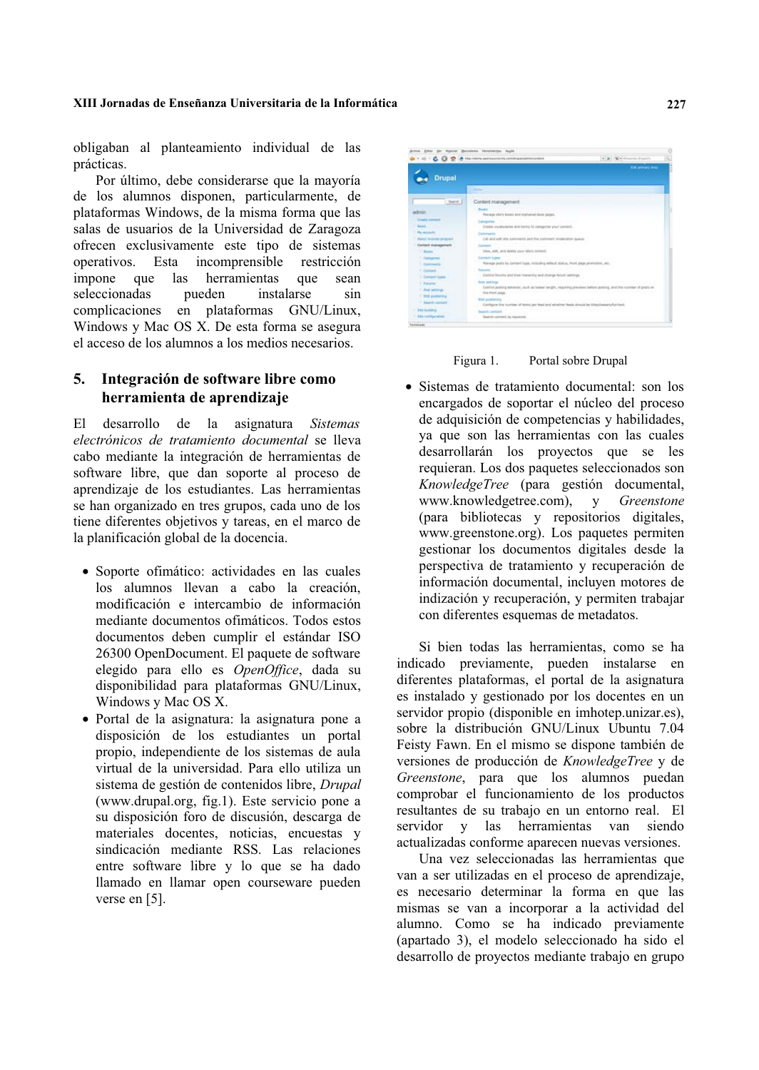obligaban al planteamiento individual de las prácticas.

Por último, debe considerarse que la mayoría de los alumnos disponen, particularmente, de plataformas Windows, de la misma forma que las salas de usuarios de la Universidad de Zaragoza ofrecen exclusivamente este tipo de sistemas operativos. Esta incomprensible restricción impone que las herramientas que sean seleccionadas pueden instalarse sin complicaciones en plataformas GNU/Linux, Windows y Mac OS X. De esta forma se asegura el acceso de los alumnos a los medios necesarios.

## 5. Integración de software libre como herramienta de aprendizaje

El desarrollo de la asignatura *Sistemas electrónicos de tratamiento documental* se lleva cabo mediante la integración de herramientas de software libre, que dan soporte al proceso de aprendizaje de los estudiantes. Las herramientas se han organizado en tres grupos, cada uno de los tiene diferentes objetivos y tareas, en el marco de la planificación global de la docencia.

- Soporte ofimático: actividades en las cuales los alumnos llevan a cabo la creación, modificación e intercambio de información mediante documentos ofimáticos. Todos estos documentos deben cumplir el estándar ISO 26300 OpenDocument. El paquete de software elegido para ello es *OpenOffice*, dada su disponibilidad para plataformas GNU/Linux, Windows y Mac OS X.
- Portal de la asignatura: la asignatura pone a disposición de los estudiantes un portal propio, independiente de los sistemas de aula virtual de la universidad. Para ello utiliza un sistema de gestión de contenidos libre, *Drupal* (www.drupal.org, fig.1). Este servicio pone a su disposición foro de discusión, descarga de materiales docentes, noticias, encuestas y sindicación mediante RSS. Las relaciones entre software libre y lo que se ha dado llamado en llamar open courseware pueden verse en [5].

Figura 1. Portal sobre Drupal

- Sistemas de tratamiento documental: son los encargados de soportar el núcleo del proceso de adquisición de competencias y habilidades, ya que son las herramientas con las cuales desarrollarán los proyectos que se les requieran. Los dos paquetes seleccionados son *KnowledgeTree* (para gestión documental, www.knowledgetree.com), y *Greenstone* (para bibliotecas y repositorios digitales, www.greenstone.org). Los paquetes permiten gestionar los documentos digitales desde la perspectiva de tratamiento y recuperación de información documental, incluyen motores de indización y recuperación, y permiten trabajar con diferentes esquemas de metadatos.

Si bien todas las herramientas, como se ha indicado previamente, pueden instalarse en diferentes plataformas, el portal de la asignatura es instalado y gestionado por los docentes en un servidor propio (disponible en imhotep.unizar.es), sobre la distribución GNU/Linux Ubuntu 7.04 Feisty Fawn. En el mismo se dispone también de versiones de producción de *KnowledgeTree* y de *Greenstone*, para que los alumnos puedan comprobar el funcionamiento de los productos resultantes de su trabajo en un entorno real. El servidor y las herramientas van siendo actualizadas conforme aparecen nuevas versiones.

Una vez seleccionadas las herramientas que van a ser utilizadas en el proceso de aprendizaje, es necesario determinar la forma en que las mismas se van a incorporar a la actividad del alumno. Como se ha indicado previamente (apartado 3), el modelo seleccionado ha sido el desarrollo de proyectos mediante trabajo en grupo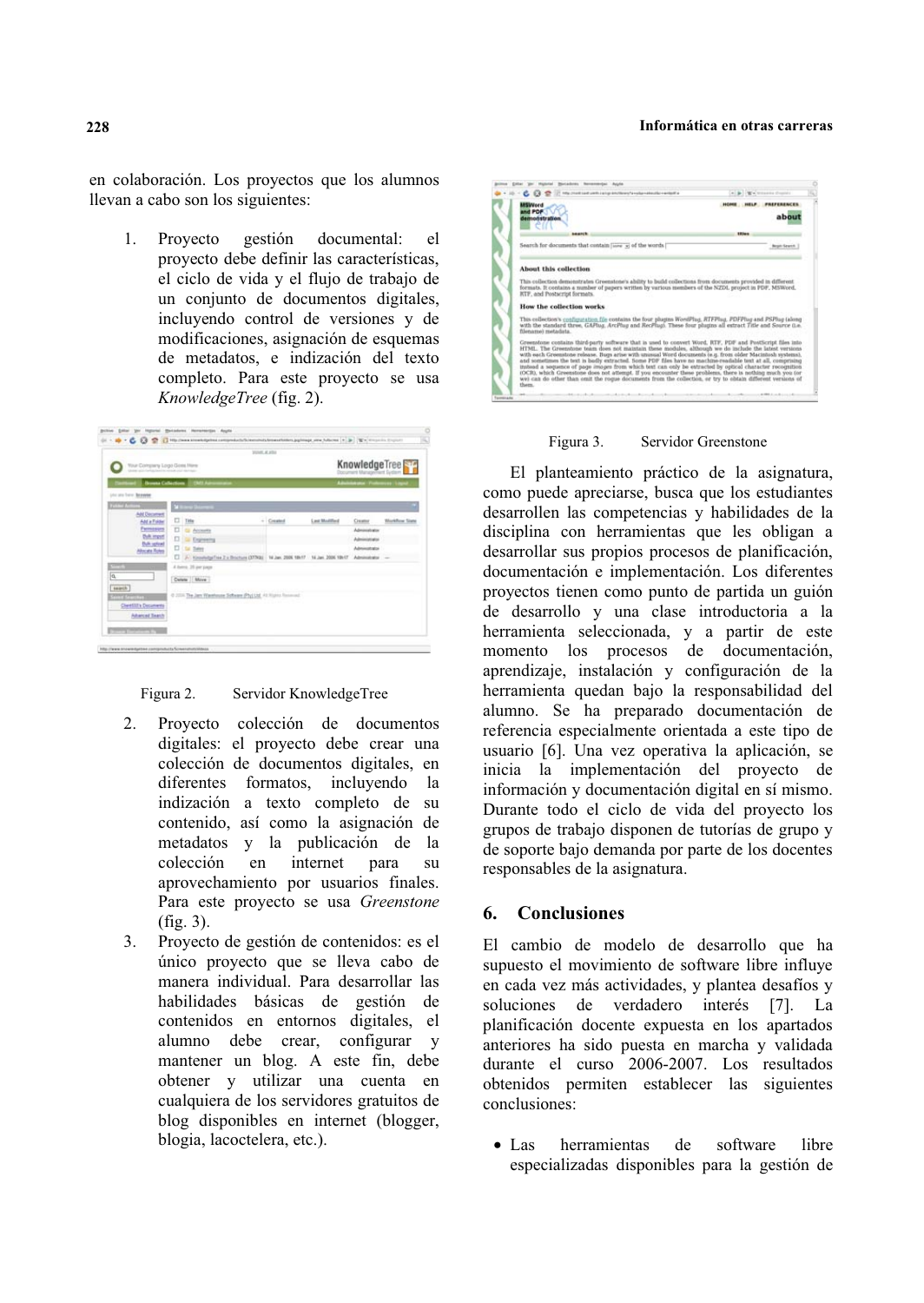en colaboración. Los proyectos que los alumnos llevan a cabo son los siguientes:

1. Proyecto gestión documental: el proyecto debe definir las características, el ciclo de vida y el flujo de trabajo de un conjunto de documentos digitales, incluyendo control de versiones y de modificaciones, asignación de esquemas de metadatos, e indización del texto completo. Para este proyecto se usa *KnowledgeTree* (fig. 2).

Figura 2. Servidor KnowledgeTree

2. Proyecto colección de documentos digitales: el proyecto debe crear una colección de documentos digitales, en diferentes formatos, incluyendo la indización a texto completo de su contenido, así como la asignación de metadatos y la publicación de la colección en internet para su aprovechamiento por usuarios finales. Para este proyecto se usa *Greenstone* (fig. 3).
3. Proyecto de gestión de contenidos: es el único proyecto que se lleva cabo de manera individual. Para desarrollar las habilidades básicas de gestión de contenidos en entornos digitales, el alumno debe crear, configurar y mantener un blog. A este fin, debe obtener y utilizar una cuenta en cualquiera de los servidores gratuitos de blog disponibles en internet (blogger, blogia, lacoctelera, etc.).

Figura 3. Servidor Greenstone

El planteamiento práctico de la asignatura, como puede apreciarse, busca que los estudiantes desarrollen las competencias y habilidades de la disciplina con herramientas que les obligan a desarrollar sus propios procesos de planificación, documentación e implementación. Los diferentes proyectos tienen como punto de partida un guión de desarrollo y una clase introductoria a la herramienta seleccionada, y a partir de este momento los procesos de documentación, aprendizaje, instalación y configuración de la herramienta quedan bajo la responsabilidad del alumno. Se ha preparado documentación de referencia especialmente orientada a este tipo de usuario [6]. Una vez operativa la aplicación, se inicia la implementación del proyecto de información y documentación digital en sí mismo. Durante todo el ciclo de vida del proyecto los grupos de trabajo disponen de tutorías de grupo y de soporte bajo demanda por parte de los docentes responsables de la asignatura.

## 6. Conclusiones

El cambio de modelo de desarrollo que ha supuesto el movimiento de software libre influye en cada vez más actividades, y plantea desafíos y soluciones de verdadero interés [7]. La planificación docente expuesta en los apartados anteriores ha sido puesta en marcha y validada durante el curso 2006-2007. Los resultados obtenidos permiten establecer las siguientes conclusiones:

- Las herramientas de software libre especializadas disponibles para la gestión de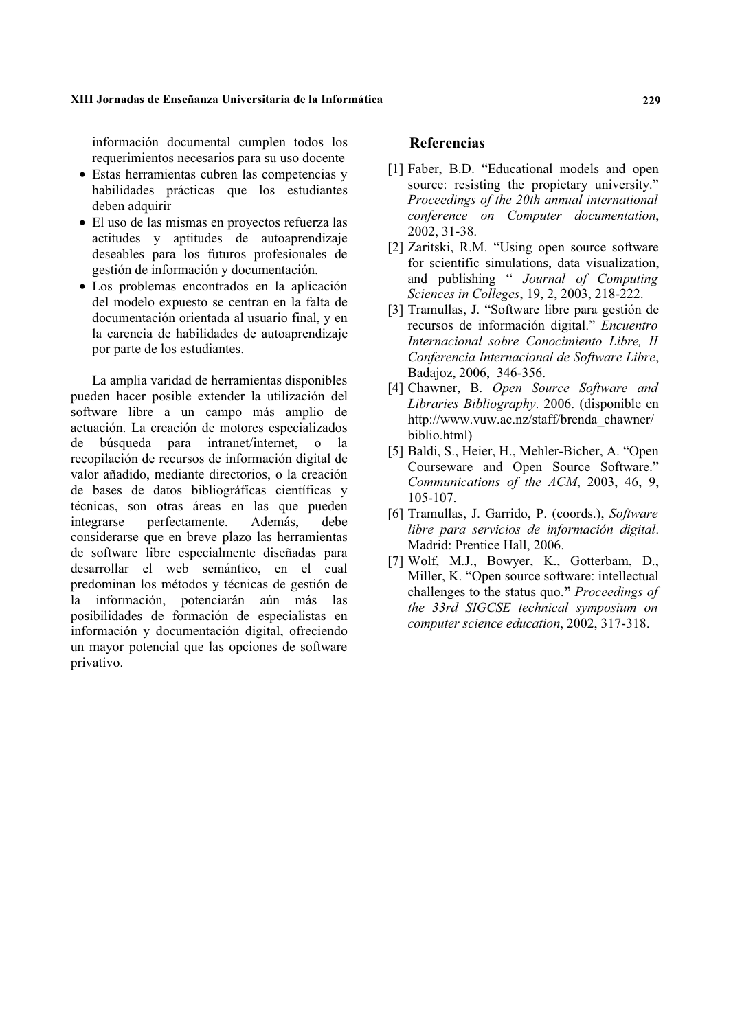información documental cumplen todos los requerimientos necesarios para su uso docente

- Estas herramientas cubren las competencias y habilidades prácticas que los estudiantes deben adquirir
- El uso de las mismas en proyectos refuerza las actitudes y aptitudes de autoaprendizaje deseables para los futuros profesionales de gestión de información y documentación.
- Los problemas encontrados en la aplicación del modelo expuesto se centran en la falta de documentación orientada al usuario final, y en la carencia de habilidades de autoaprendizaje por parte de los estudiantes.

La amplia varidad de herramientas disponibles pueden hacer posible extender la utilización del software libre a un campo más amplio de actuación. La creación de motores especializados de búsqueda para intranet/internet, o la recopilación de recursos de información digital de valor añadido, mediante directorios, o la creación de bases de datos bibliográfícas científicas y técnicas, son otras áreas en las que pueden integrarse perfectamente. Además, debe considerarse que en breve plazo las herramientas de software libre especialmente diseñadas para desarrollar el web semántico, en el cual predominan los métodos y técnicas de gestión de la información, potenciarán aún más las posibilidades de formación de especialistas en información y documentación digital, ofreciendo un mayor potencial que las opciones de software privativo.

## Referencias

[1] Faber, B.D. "Educational models and open source: resisting the propietary university." *Proceedings of the 20th annual international conference on Computer documentation*, 2002, 31-38.

[2] Zaritski, R.M. "Using open source software for scientific simulations, data visualization, and publishing " *Journal of Computing Sciences in Colleges*, 19, 2, 2003, 218-222.

[3] Tramullas, J. "Software libre para gestión de recursos de información digital." *Encuentro Internacional sobre Conocimiento Libre, II Conferencia Internacional de Software Libre*, Badajoz, 2006, 346-356.

[4] Chawner, B. *Open Source Software and Libraries Bibliography*. 2006. (disponible en http://www.vuw.ac.nz/staff/brenda_chawner/biblio.html)

[5] Baldi, S., Heier, H., Mehler-Bicher, A. "Open Courseware and Open Source Software." *Communications of the ACM*, 2003, 46, 9, 105-107.

[6] Tramullas, J. Garrido, P. (coords.), *Software libre para servicios de información digital*. Madrid: Prentice Hall, 2006.

[7] Wolf, M.J., Bowyer, K., Gotterbam, D., Miller, K. "Open source software: intellectual challenges to the status quo." *Proceedings of the 33rd SIGCSE technical symposium on computer science education*, 2002, 317-318.